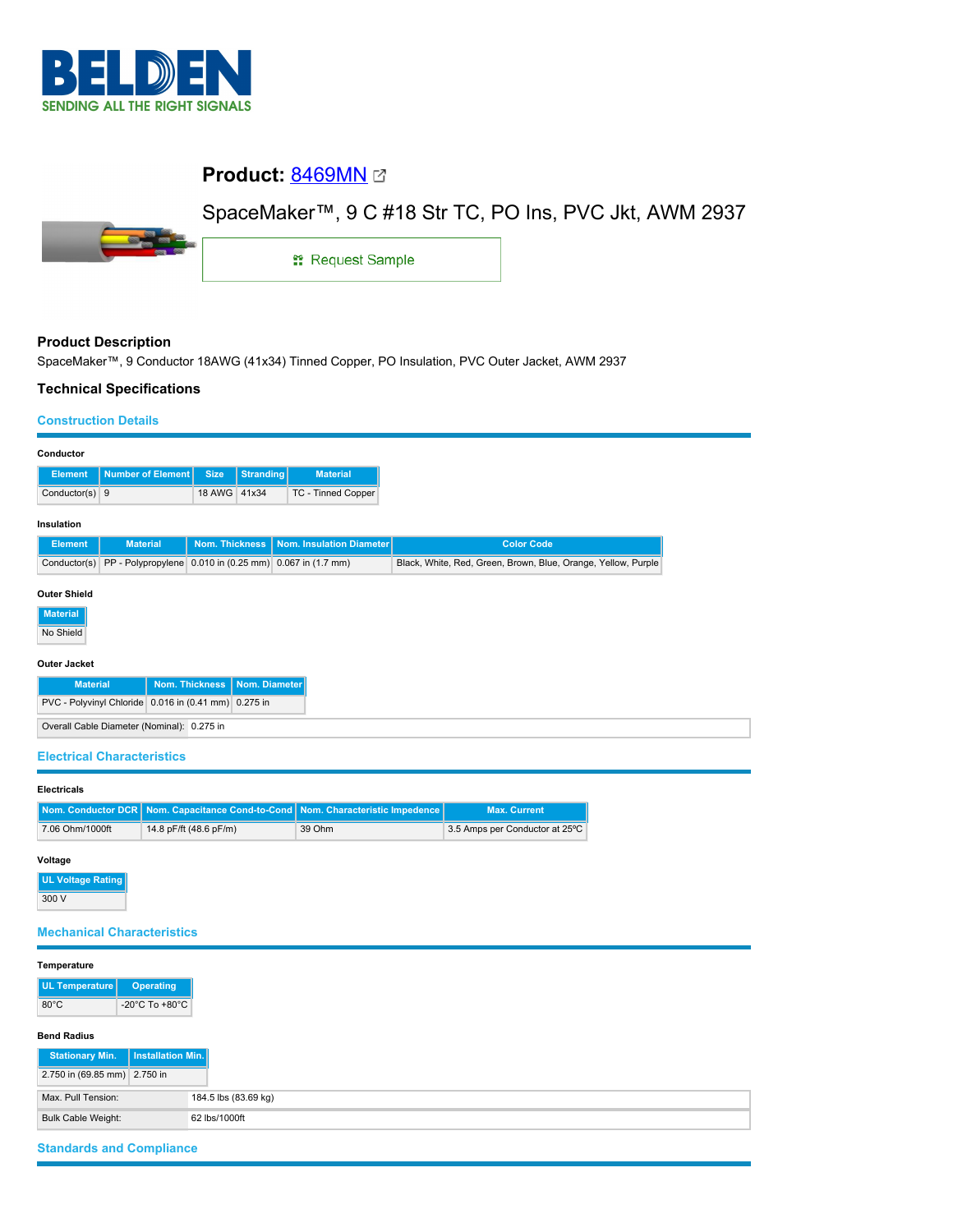# Product: 8469MN

SpaceMaker™, 9 C #18 Str TC, PO Ins, PVC Jkt, AWM 2937

Request Sample

## Product Description

SpaceMaker™, 9 Conductor 18AWG (41x34) Tinned Copper, PO Insulation, PVC Outer Jacket, AWM 2937

## Technical Specifications

### Construction Details

**Conductor**

| Element | Number of Element | Size | Stranding | Material |
|---|---|---|---|---|
| Conductor(s) | 9 | 18 AWG | 41x34 | TC - Tinned Copper |

**Insulation**

| Element | Material | Nom. Thickness | Nom. Insulation Diameter | Color Code |
|---|---|---|---|---|
| Conductor(s) | PP - Polypropylene | 0.010 in (0.25 mm) | 0.067 in (1.7 mm) | Black, White, Red, Green, Brown, Blue, Orange, Yellow, Purple |

**Outer Shield**

| Material |
|---|
| No Shield |

**Outer Jacket**

| Material | Nom. Thickness | Nom. Diameter |
|---|---|---|
| PVC - Polyvinyl Chloride | 0.016 in (0.41 mm) | 0.275 in |

| Overall Cable Diameter (Nominal): | 0.275 in |
|---|---|

### Electrical Characteristics

**Electricals**

| Nom. Conductor DCR | Nom. Capacitance Cond-to-Cond | Nom. Characteristic Impedence | Max. Current |
|---|---|---|---|
| 7.06 Ohm/1000ft | 14.8 pF/ft (48.6 pF/m) | 39 Ohm | 3.5 Amps per Conductor at 25ºC |

**Voltage**

| UL Voltage Rating |
|---|
| 300 V |

### Mechanical Characteristics

**Temperature**

| UL Temperature | Operating |
|---|---|
| 80°C | -20°C To +80°C |

**Bend Radius**

| Stationary Min. | Installation Min. |
|---|---|
| 2.750 in (69.85 mm) | 2.750 in |

| Max. Pull Tension: | 184.5 lbs (83.69 kg) |
|---|---|
| Bulk Cable Weight: | 62 lbs/1000ft |

### Standards and Compliance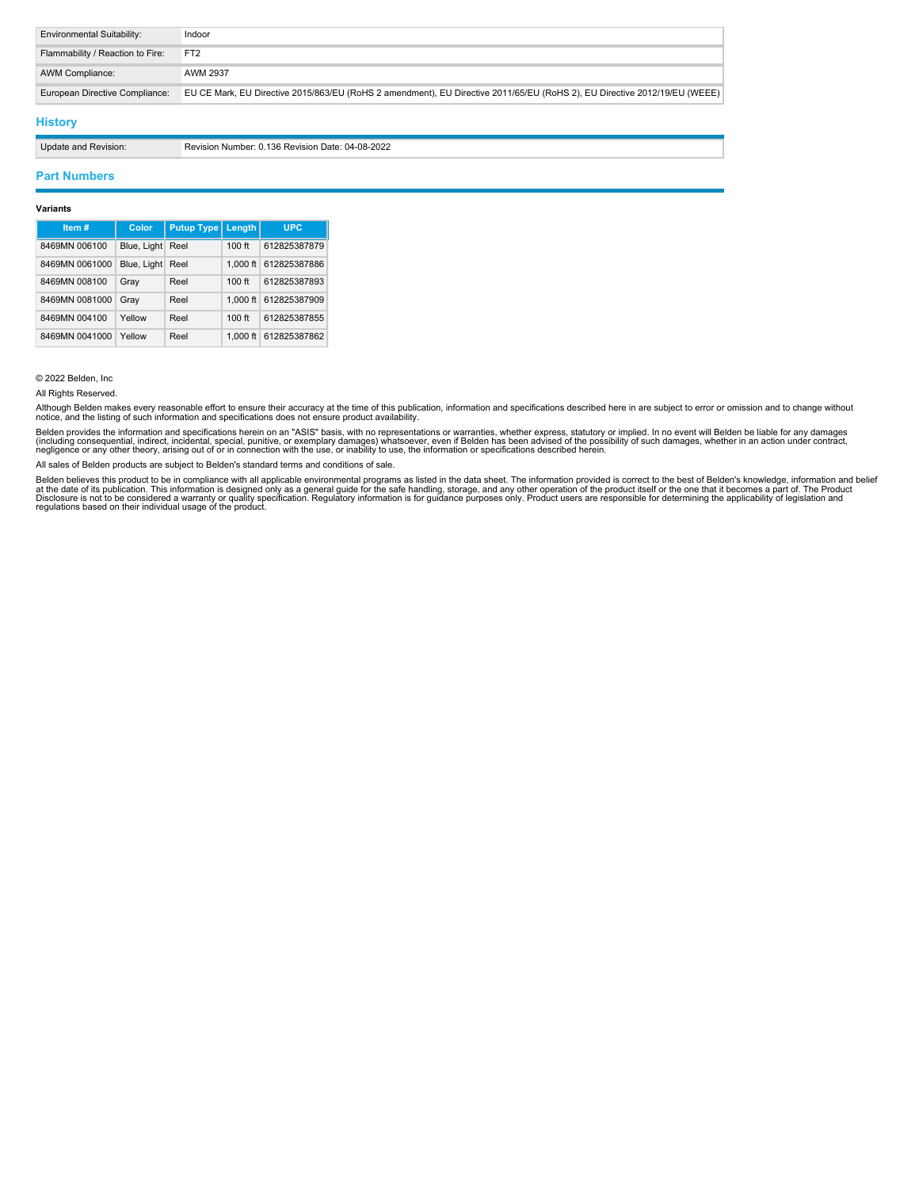| | |
|---|---|
| Environmental Suitability: | Indoor |
| Flammability / Reaction to Fire: | FT2 |
| AWM Compliance: | AWM 2937 |
| European Directive Compliance: | EU CE Mark, EU Directive 2015/863/EU (RoHS 2 amendment), EU Directive 2011/65/EU (RoHS 2), EU Directive 2012/19/EU (WEEE) |

## History

| | |
|---|---|
| Update and Revision: | Revision Number: 0.136 Revision Date: 04-08-2022 |

## Part Numbers

**Variants**

| Item # | Color | Putup Type | Length | UPC |
|---|---|---|---|---|
| 8469MN 006100 | Blue, Light | Reel | 100 ft | 612825387879 |
| 8469MN 0061000 | Blue, Light | Reel | 1,000 ft | 612825387886 |
| 8469MN 008100 | Gray | Reel | 100 ft | 612825387893 |
| 8469MN 0081000 | Gray | Reel | 1,000 ft | 612825387909 |
| 8469MN 004100 | Yellow | Reel | 100 ft | 612825387855 |
| 8469MN 0041000 | Yellow | Reel | 1,000 ft | 612825387862 |

© 2022 Belden, Inc

All Rights Reserved.

Although Belden makes every reasonable effort to ensure their accuracy at the time of this publication, information and specifications described here in are subject to error or omission and to change without notice, and the listing of such information and specifications does not ensure product availability.

Belden provides the information and specifications herein on an "ASIS" basis, with no representations or warranties, whether express, statutory or implied. In no event will Belden be liable for any damages (including consequential, indirect, incidental, special, punitive, or exemplary damages) whatsoever, even if Belden has been advised of the possibility of such damages, whether in an action under contract, negligence or any other theory, arising out of or in connection with the use, or inability to use, the information or specifications described herein.

All sales of Belden products are subject to Belden's standard terms and conditions of sale.

Belden believes this product to be in compliance with all applicable environmental programs as listed in the data sheet. The information provided is correct to the best of Belden's knowledge, information and belief at the date of its publication. This information is designed only as a general guide for the safe handling, storage, and any other operation of the product itself or the one that it becomes a part of. The Product Disclosure is not to be considered a warranty or quality specification. Regulatory information is for guidance purposes only. Product users are responsible for determining the applicability of legislation and regulations based on their individual usage of the product.